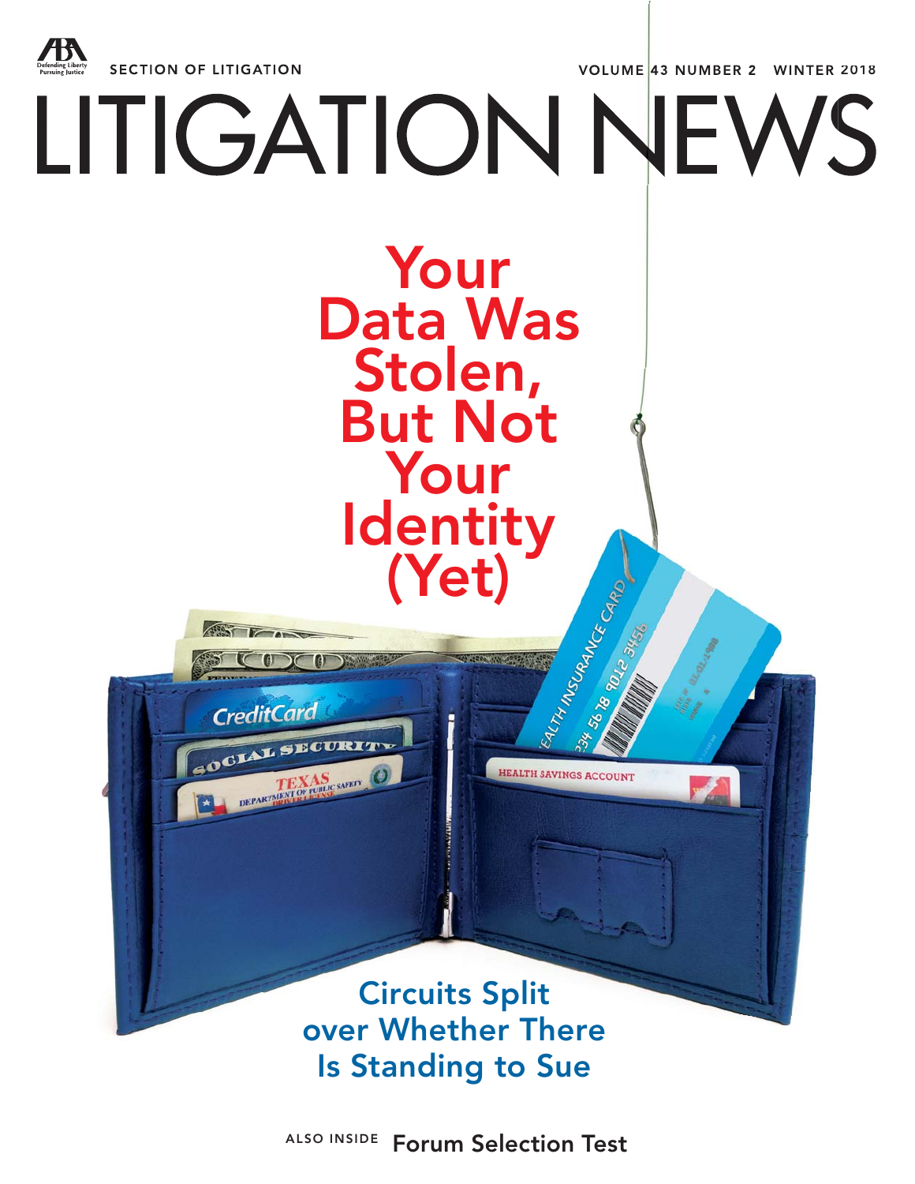SECTION OF LITIGATION

VOLUME 43 NUMBER 2 WINTER 2018

# LITIGATION NEWS

## Your Data Was Stolen, But Not Your Identity (Yet)

### Circuits Split over Whether There Is Standing to Sue

ALSO INSIDE **Forum Selection Test**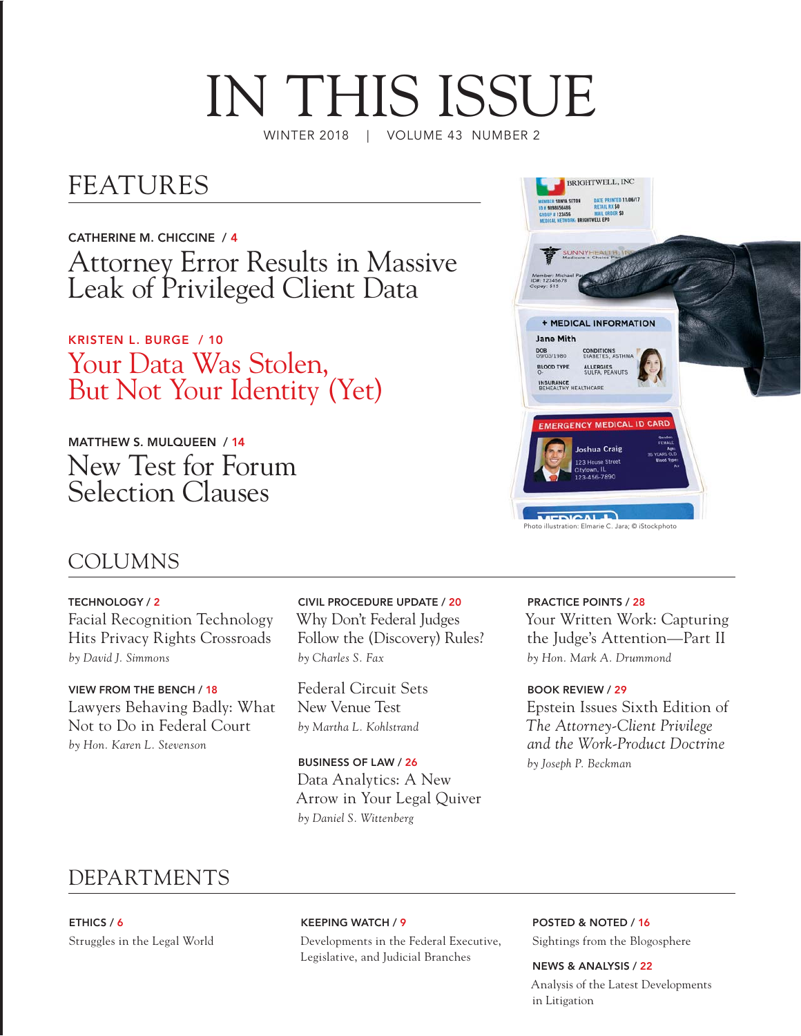# IN THIS ISSUE

WINTER 2018 | VOLUME 43 NUMBER 2

## FEATURES

**CATHERINE M. CHICCINE / 4**

### Attorney Error Results in Massive Leak of Privileged Client Data

**KRISTEN L. BURGE / 10**

### Your Data Was Stolen, But Not Your Identity (Yet)

**MATTHEW S. MULQUEEN / 14**

### New Test for Forum Selection Clauses

Photo illustration: Elmarie C. Jara; © iStockphoto

## COLUMNS

**TECHNOLOGY / 2**

Facial Recognition Technology Hits Privacy Rights Crossroads

*by David J. Simmons*

**VIEW FROM THE BENCH / 18**

Lawyers Behaving Badly: What Not to Do in Federal Court

*by Hon. Karen L. Stevenson*

**CIVIL PROCEDURE UPDATE / 20**

Why Don't Federal Judges Follow the (Discovery) Rules?

*by Charles S. Fax*

Federal Circuit Sets New Venue Test

*by Martha L. Kohlstrand*

**BUSINESS OF LAW / 26**

Data Analytics: A New Arrow in Your Legal Quiver

*by Daniel S. Wittenberg*

**PRACTICE POINTS / 28**

Your Written Work: Capturing the Judge's Attention—Part II

*by Hon. Mark A. Drummond*

**BOOK REVIEW / 29**

Epstein Issues Sixth Edition of *The Attorney-Client Privilege and the Work-Product Doctrine*

*by Joseph P. Beckman*

## DEPARTMENTS

**ETHICS / 6**

Struggles in the Legal World

**KEEPING WATCH / 9**

Developments in the Federal Executive, Legislative, and Judicial Branches

**POSTED & NOTED / 16**

Sightings from the Blogosphere

**NEWS & ANALYSIS / 22**

Analysis of the Latest Developments in Litigation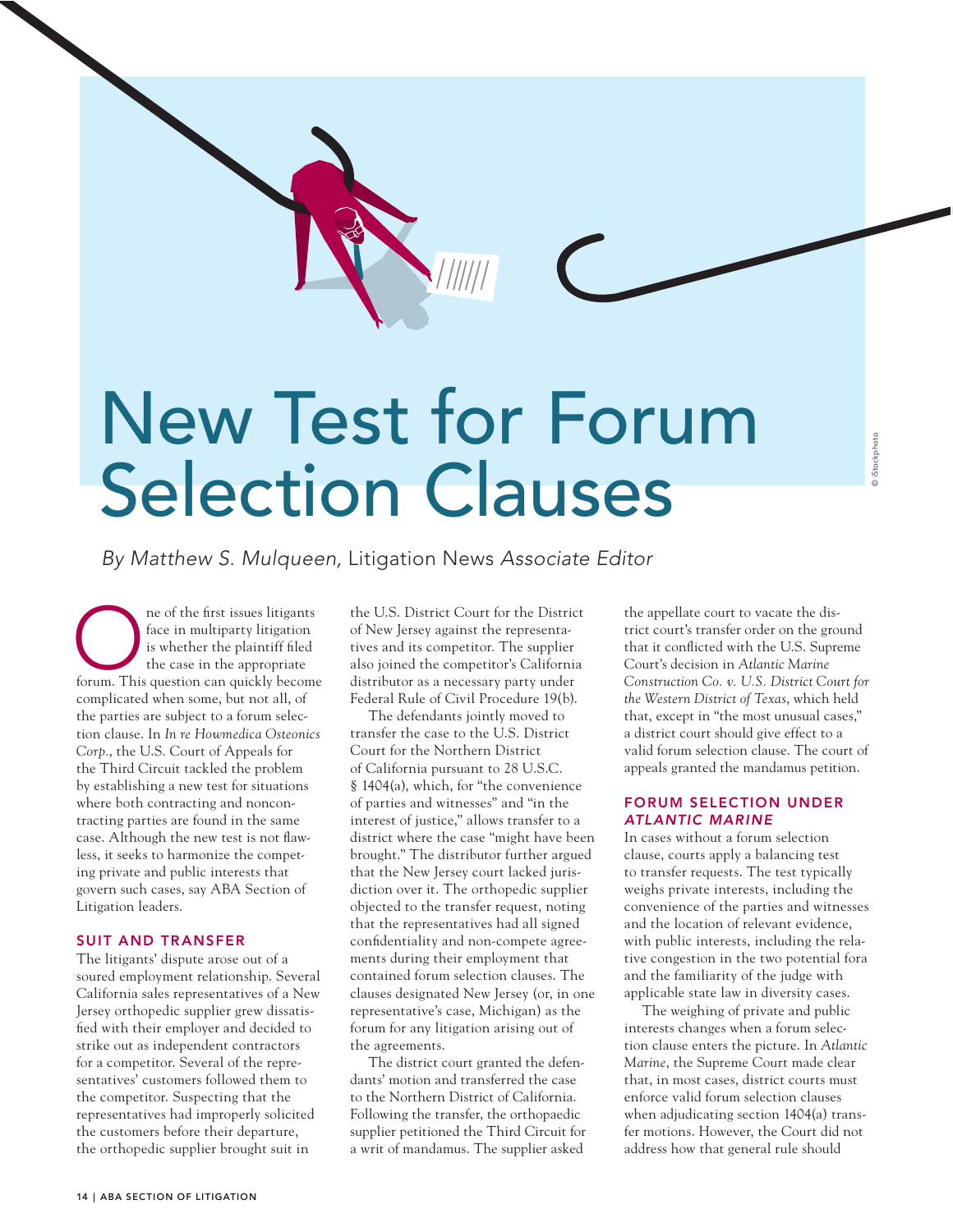# New Test for Forum Selection Clauses

*By Matthew S. Mulqueen,* Litigation News *Associate Editor*

One of the first issues litigants face in multiparty litigation is whether the plaintiff filed the case in the appropriate forum. This question can quickly become complicated when some, but not all, of the parties are subject to a forum selection clause. In *In re Howmedica Osteonics Corp.*, the U.S. Court of Appeals for the Third Circuit tackled the problem by establishing a new test for situations where both contracting and noncontracting parties are found in the same case. Although the new test is not flawless, it seeks to harmonize the competing private and public interests that govern such cases, say ABA Section of Litigation leaders.

## SUIT AND TRANSFER

The litigants' dispute arose out of a soured employment relationship. Several California sales representatives of a New Jersey orthopedic supplier grew dissatisfied with their employer and decided to strike out as independent contractors for a competitor. Several of the representatives' customers followed them to the competitor. Suspecting that the representatives had improperly solicited the customers before their departure, the orthopedic supplier brought suit in the U.S. District Court for the District of New Jersey against the representatives and its competitor. The supplier also joined the competitor's California distributor as a necessary party under Federal Rule of Civil Procedure 19(b).

The defendants jointly moved to transfer the case to the U.S. District Court for the Northern District of California pursuant to 28 U.S.C. § 1404(a), which, for "the convenience of parties and witnesses" and "in the interest of justice," allows transfer to a district where the case "might have been brought." The distributor further argued that the New Jersey court lacked jurisdiction over it. The orthopedic supplier objected to the transfer request, noting that the representatives had all signed confidentiality and non-compete agreements during their employment that contained forum selection clauses. The clauses designated New Jersey (or, in one representative's case, Michigan) as the forum for any litigation arising out of the agreements.

The district court granted the defendants' motion and transferred the case to the Northern District of California. Following the transfer, the orthopaedic supplier petitioned the Third Circuit for a writ of mandamus. The supplier asked the appellate court to vacate the district court's transfer order on the ground that it conflicted with the U.S. Supreme Court's decision in *Atlantic Marine Construction Co. v. U.S. District Court for the Western District of Texas*, which held that, except in "the most unusual cases," a district court should give effect to a valid forum selection clause. The court of appeals granted the mandamus petition.

## FORUM SELECTION UNDER *ATLANTIC MARINE*

In cases without a forum selection clause, courts apply a balancing test to transfer requests. The test typically weighs private interests, including the convenience of the parties and witnesses and the location of relevant evidence, with public interests, including the relative congestion in the two potential fora and the familiarity of the judge with applicable state law in diversity cases.

The weighing of private and public interests changes when a forum selection clause enters the picture. In *Atlantic Marine*, the Supreme Court made clear that, in most cases, district courts must enforce valid forum selection clauses when adjudicating section 1404(a) transfer motions. However, the Court did not address how that general rule should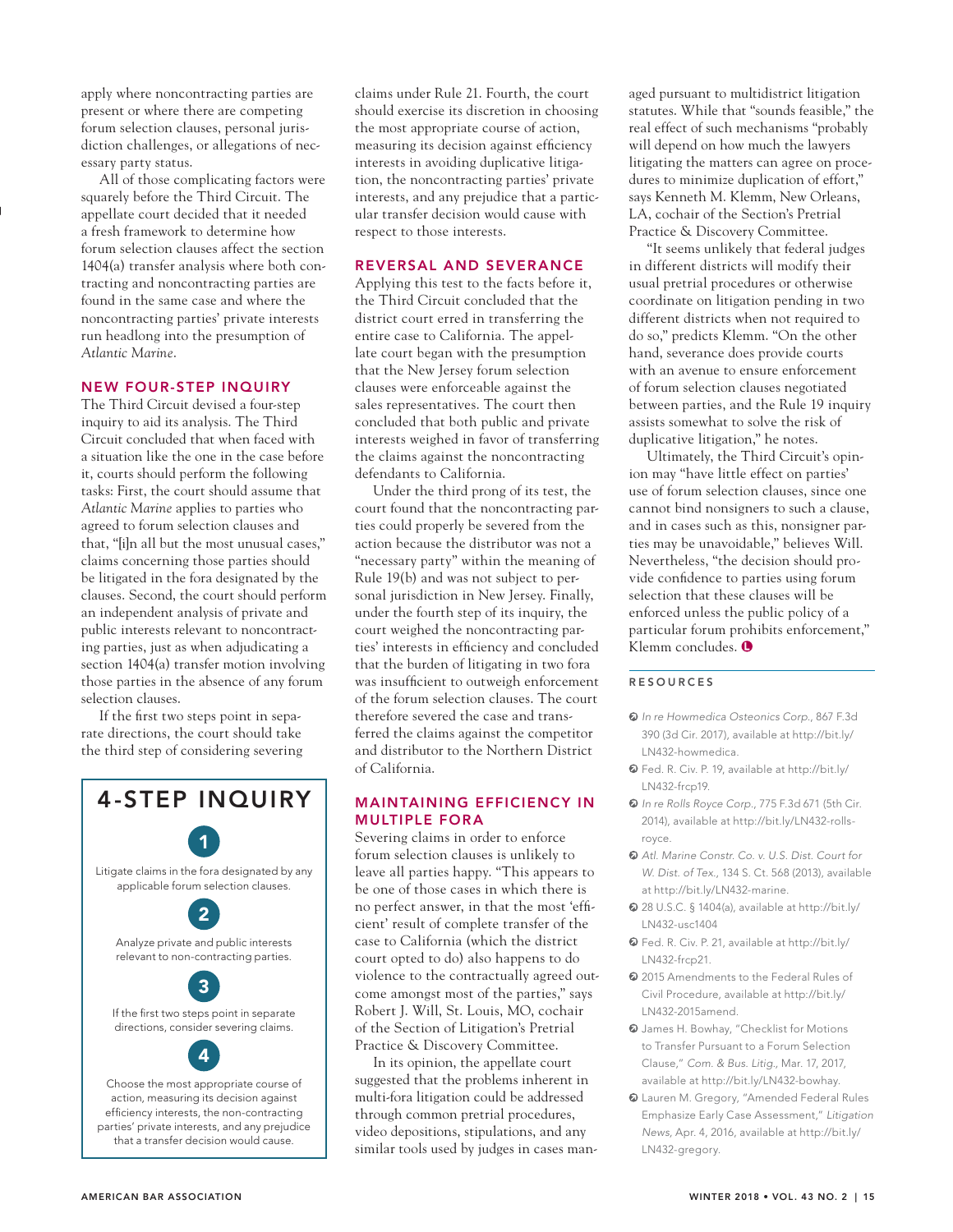apply where noncontracting parties are present or where there are competing forum selection clauses, personal jurisdiction challenges, or allegations of necessary party status.

All of those complicating factors were squarely before the Third Circuit. The appellate court decided that it needed a fresh framework to determine how forum selection clauses affect the section 1404(a) transfer analysis where both contracting and noncontracting parties are found in the same case and where the noncontracting parties' private interests run headlong into the presumption of *Atlantic Marine*.

## NEW FOUR-STEP INQUIRY

The Third Circuit devised a four-step inquiry to aid its analysis. The Third Circuit concluded that when faced with a situation like the one in the case before it, courts should perform the following tasks: First, the court should assume that *Atlantic Marine* applies to parties who agreed to forum selection clauses and that, "[i]n all but the most unusual cases," claims concerning those parties should be litigated in the fora designated by the clauses. Second, the court should perform an independent analysis of private and public interests relevant to noncontracting parties, just as when adjudicating a section 1404(a) transfer motion involving those parties in the absence of any forum selection clauses.

If the first two steps point in separate directions, the court should take the third step of considering severing claims under Rule 21. Fourth, the court should exercise its discretion in choosing the most appropriate course of action, measuring its decision against efficiency interests in avoiding duplicative litigation, the noncontracting parties' private interests, and any prejudice that a particular transfer decision would cause with respect to those interests.

## REVERSAL AND SEVERANCE

Applying this test to the facts before it, the Third Circuit concluded that the district court erred in transferring the entire case to California. The appellate court began with the presumption that the New Jersey forum selection clauses were enforceable against the sales representatives. The court then concluded that both public and private interests weighed in favor of transferring the claims against the noncontracting defendants to California.

Under the third prong of its test, the court found that the noncontracting parties could properly be severed from the action because the distributor was not a "necessary party" within the meaning of Rule 19(b) and was not subject to personal jurisdiction in New Jersey. Finally, under the fourth step of its inquiry, the court weighed the noncontracting parties' interests in efficiency and concluded that the burden of litigating in two fora was insufficient to outweigh enforcement of the forum selection clauses. The court therefore severed the case and transferred the claims against the competitor and distributor to the Northern District of California.

## 4-STEP INQUIRY

**1** Litigate claims in the fora designated by any applicable forum selection clauses.

**2** Analyze private and public interests relevant to non-contracting parties.

**3** If the first two steps point in separate directions, consider severing claims.

**4** Choose the most appropriate course of action, measuring its decision against efficiency interests, the non-contracting parties' private interests, and any prejudice that a transfer decision would cause.

## MAINTAINING EFFICIENCY IN MULTIPLE FORA

Severing claims in order to enforce forum selection clauses is unlikely to leave all parties happy. "This appears to be one of those cases in which there is no perfect answer, in that the most 'efficient' result of complete transfer of the case to California (which the district court opted to do) also happens to do violence to the contractually agreed outcome amongst most of the parties," says Robert J. Will, St. Louis, MO, cochair of the Section of Litigation's Pretrial Practice & Discovery Committee.

In its opinion, the appellate court suggested that the problems inherent in multi-fora litigation could be addressed through common pretrial procedures, video depositions, stipulations, and any similar tools used by judges in cases managed pursuant to multidistrict litigation statutes. While that "sounds feasible," the real effect of such mechanisms "probably will depend on how much the lawyers litigating the matters can agree on procedures to minimize duplication of effort," says Kenneth M. Klemm, New Orleans, LA, cochair of the Section's Pretrial Practice & Discovery Committee.

"It seems unlikely that federal judges in different districts will modify their usual pretrial procedures or otherwise coordinate on litigation pending in two different districts when not required to do so," predicts Klemm. "On the other hand, severance does provide courts with an avenue to ensure enforcement of forum selection clauses negotiated between parties, and the Rule 19 inquiry assists somewhat to solve the risk of duplicative litigation," he notes.

Ultimately, the Third Circuit's opinion may "have little effect on parties' use of forum selection clauses, since one cannot bind nonsigners to such a clause, and in cases such as this, nonsigner parties may be unavoidable," believes Will. Nevertheless, "the decision should provide confidence to parties using forum selection that these clauses will be enforced unless the public policy of a particular forum prohibits enforcement," Klemm concludes.

## RESOURCES

- *In re Howmedica Osteonics Corp.*, 867 F.3d 390 (3d Cir. 2017), available at http://bit.ly/LN432-howmedica.
- Fed. R. Civ. P. 19, available at http://bit.ly/LN432-frcp19.
- *In re Rolls Royce Corp.*, 775 F.3d 671 (5th Cir. 2014), available at http://bit.ly/LN432-rolls-royce.
- *Atl. Marine Constr. Co. v. U.S. Dist. Court for W. Dist. of Tex.*, 134 S. Ct. 568 (2013), available at http://bit.ly/LN432-marine.
- 28 U.S.C. § 1404(a), available at http://bit.ly/LN432-usc1404
- Fed. R. Civ. P. 21, available at http://bit.ly/LN432-frcp21.
- 2015 Amendments to the Federal Rules of Civil Procedure, available at http://bit.ly/LN432-2015amend.
- James H. Bowhay, "Checklist for Motions to Transfer Pursuant to a Forum Selection Clause," *Com. & Bus. Litig.*, Mar. 17, 2017, available at http://bit.ly/LN432-bowhay.
- Lauren M. Gregory, "Amended Federal Rules Emphasize Early Case Assessment," *Litigation News*, Apr. 4, 2016, available at http://bit.ly/LN432-gregory.